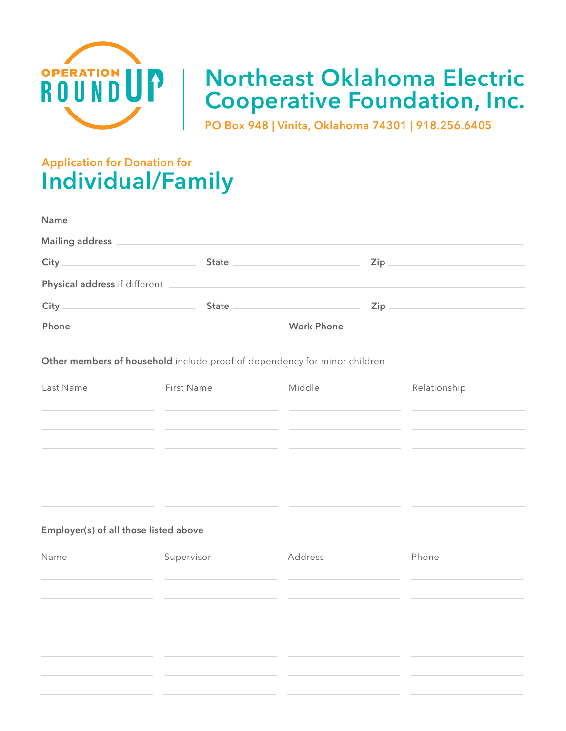OPERATION ROUND UP

# Northeast Oklahoma Electric Cooperative Foundation, Inc.

PO Box 948 | Vinita, Oklahoma 74301 | 918.256.6405

Application for Donation for

## Individual/Family

**Name** ____________________________________________

**Mailing address** ____________________________________________

**City** ______________ **State** ______________ **Zip** ______________

**Physical address** if different ____________________________________________

**City** ______________ **State** ______________ **Zip** ______________

**Phone** ______________________ **Work Phone** ______________________

**Other members of household** include proof of dependency for minor children

| Last Name | First Name | Middle | Relationship |
|---|---|---|---|
| | | | |
| | | | |
| | | | |
| | | | |
| | | | |
| | | | |

**Employer(s) of all those listed above**

| Name | Supervisor | Address | Phone |
|---|---|---|---|
| | | | |
| | | | |
| | | | |
| | | | |
| | | | |
| | | | |
| | | | |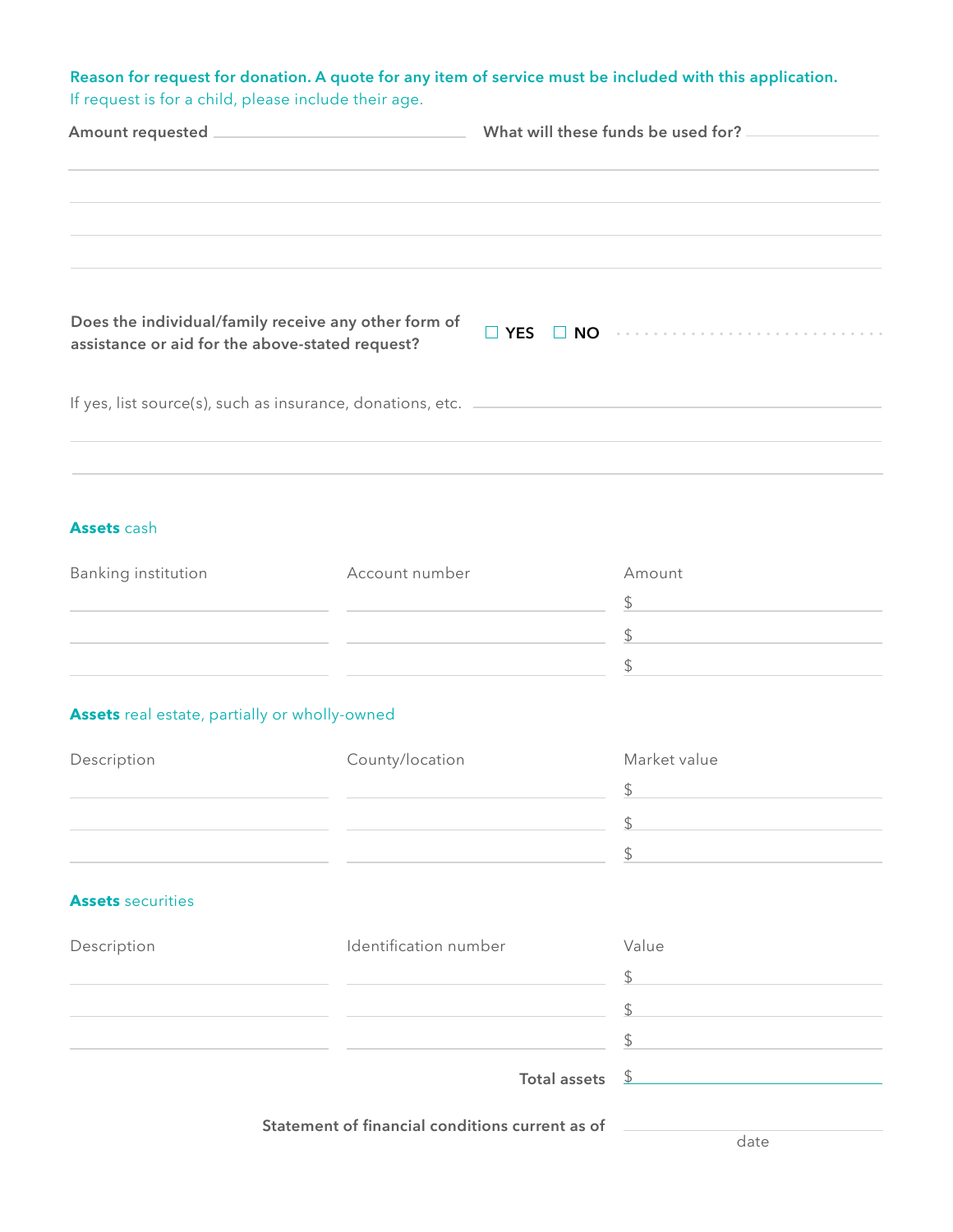**Reason for request for donation. A quote for any item of service must be included with this application.**
If request is for a child, please include their age.

**Amount requested** ______________________ **What will these funds be used for?** ______________________

______________________________________________________________________

______________________________________________________________________

______________________________________________________________________

______________________________________________________________________

**Does the individual/family receive any other form of assistance or aid for the above-stated request?** ☐ **YES** ☐ **NO**

If yes, list source(s), such as insurance, donations, etc. ______________________

______________________________________________________________________

______________________________________________________________________

**Assets** cash

| Banking institution | Account number | Amount |
|---|---|---|
| | | $ |
| | | $ |
| | | $ |

**Assets** real estate, partially or wholly-owned

| Description | County/location | Market value |
|---|---|---|
| | | $ |
| | | $ |
| | | $ |

**Assets** securities

| Description | Identification number | Value |
|---|---|---|
| | | $ |
| | | $ |
| | | $ |
| | **Total assets** | $ |

**Statement of financial conditions current as of** ______________________
date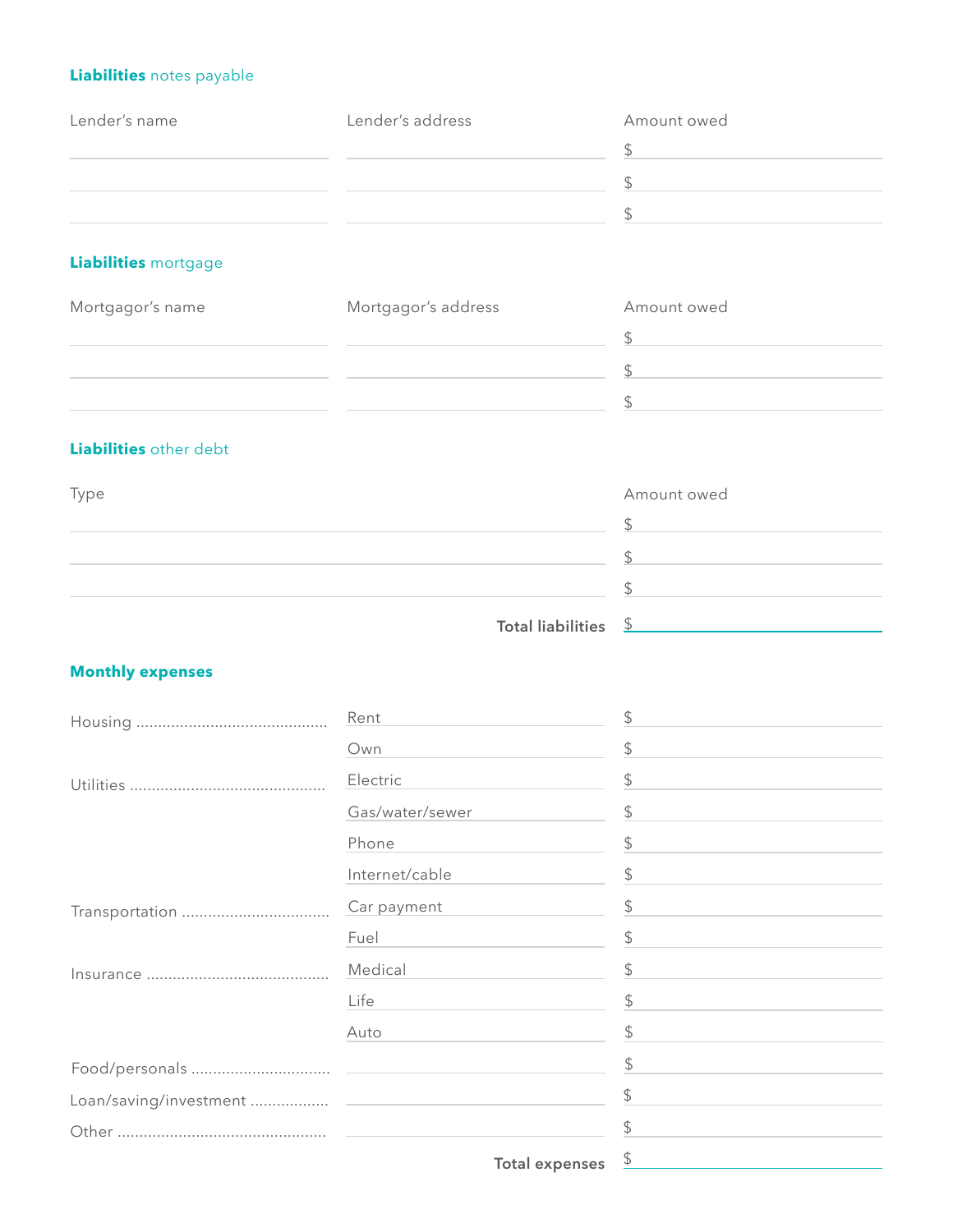## **Liabilities** notes payable

| Lender's name | Lender's address | Amount owed |
| --- | --- | --- |
| | | $ |
| | | $ |
| | | $ |

## **Liabilities** mortgage

| Mortgagor's name | Mortgagor's address | Amount owed |
| --- | --- | --- |
| | | $ |
| | | $ |
| | | $ |

## **Liabilities** other debt

| Type | Amount owed |
| --- | --- |
| | $ |
| | $ |
| | $ |
| **Total liabilities** | $ |

## **Monthly expenses**

| | | |
| --- | --- | --- |
| Housing | Rent | $ |
| | Own | $ |
| Utilities | Electric | $ |
| | Gas/water/sewer | $ |
| | Phone | $ |
| | Internet/cable | $ |
| Transportation | Car payment | $ |
| | Fuel | $ |
| Insurance | Medical | $ |
| | Life | $ |
| | Auto | $ |
| Food/personals | | $ |
| Loan/saving/investment | | $ |
| Other | | $ |
| | **Total expenses** | $ |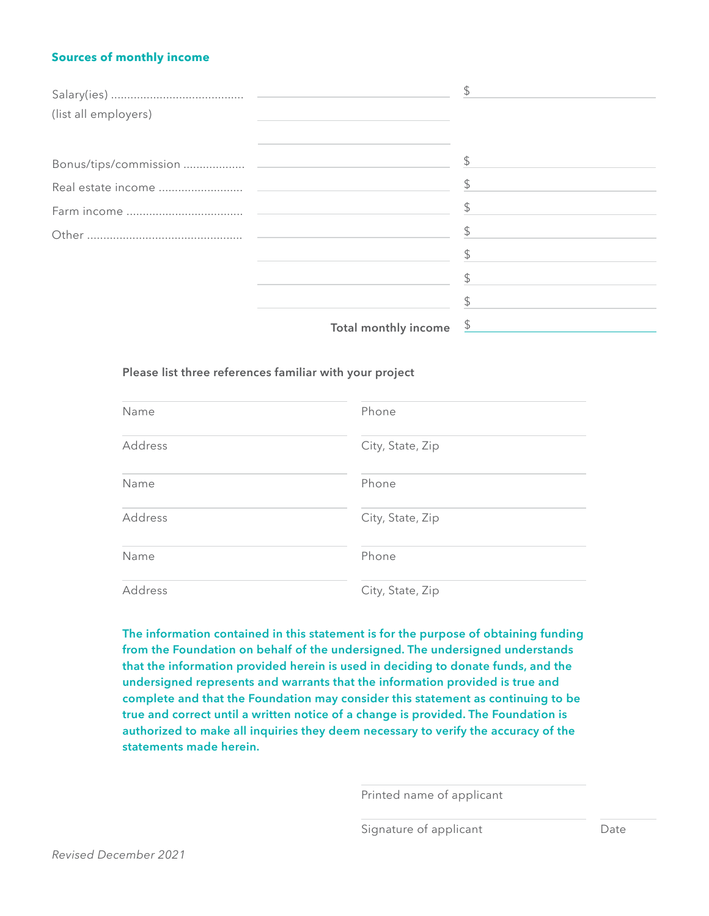## Sources of monthly income

| | | |
|---|---|---|
| Salary(ies) (list all employers) | | $ |
| | | |
| | | |
| Bonus/tips/commission | | $ |
| Real estate income | | $ |
| Farm income | | $ |
| Other | | $ |
| | | $ |
| | | $ |
| | | $ |
| | Total monthly income | $ |

**Please list three references familiar with your project**

| | |
|---|---|
| Name | Phone |
| Address | City, State, Zip |
| Name | Phone |
| Address | City, State, Zip |
| Name | Phone |
| Address | City, State, Zip |

**The information contained in this statement is for the purpose of obtaining funding from the Foundation on behalf of the undersigned. The undersigned understands that the information provided herein is used in deciding to donate funds, and the undersigned represents and warrants that the information provided is true and complete and that the Foundation may consider this statement as continuing to be true and correct until a written notice of a change is provided. The Foundation is authorized to make all inquiries they deem necessary to verify the accuracy of the statements made herein.**

Printed name of applicant

Signature of applicant — Date

*Revised December 2021*